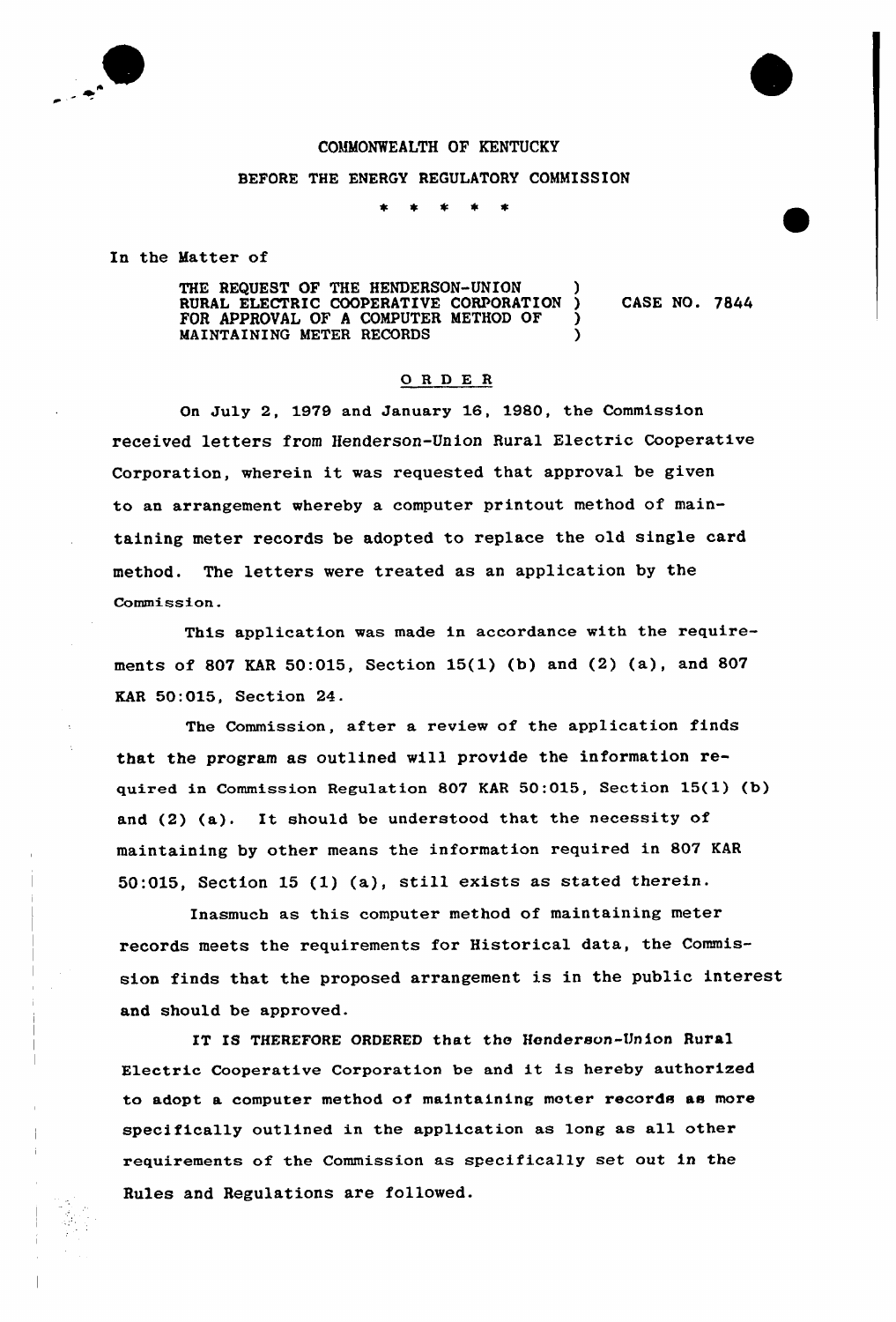COMMONWEALTH OF KENTUCKY

BEFORE THE ENERGY REGULATORY COMMISSION

\* \* \* \* \*

In the Matter of

THE REQUEST OF THE HENDERSON-UNION RURAL ELECTRIC COOPERATIVE CORPORATION FOR APPROVAL OF A COMPUTER METHOD OF MAINTAINING METER RECORDS ) CASE NO. 7844

## O R D E R

On July 2, 1979 and January 16, 1980, the Commission received letters from Henderson-Union Rural Electric Cooperative Corporation, wherein it was requested that approval be given to an arrangement whereby a computer printout method of maintaining meter records be adopted to replace the old single card method. The letters were treated as an application by the Commission.

This application was made in accordance with the requirements of 807 KAR 50:015, Section 15(1) (b) and (2) (a), and 807 KAR 50:015, Section 24.

The Commission, after a review of the application finds that the program as outlined will provide the information required in Commission Regulation 807 KAR 50:015, Section 15(1) (b) and (2) (a). It should be understood that the necessity of maintaining by other means the information required in 807 KAR 50:015, Section 15 (1) (a), still exists as stated therein.

Inasmuch as this computer method of maintaining meter records meets the requirements for Historical data, the Commission finds that the proposed arrangement is in the public interest and should be approved.

IT IS THEREFORE ORDERED that the Henderson-Union Rural Electric Cooperative Corporation be and it is hereby authorized to adopt a computer method of maintaining meter records as more specifically outlined in the application as long as all other requirements of the Commission as specifically set out in the Rules and Regulations are followed.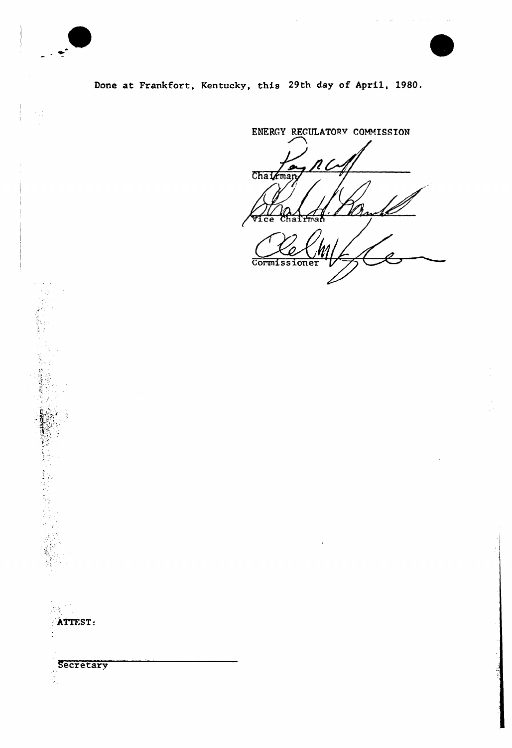Done at Frankfort, Kentucky, this 29th day of April, 1980.

ENERGY REGULATORY COMMISSION

Chairman

Vice Chairman

Commissioner

ATTEST:

Secretary